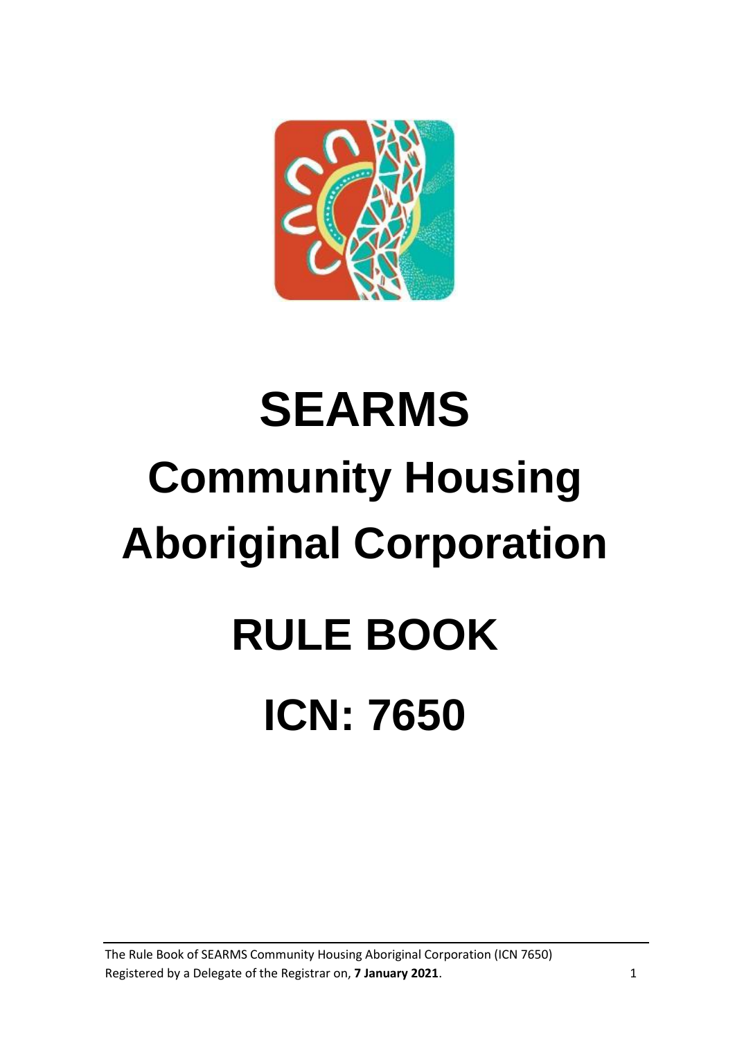# SEARMS

# Community Housing Aboriginal Corporation

# RULE BOOK

# ICN: 7650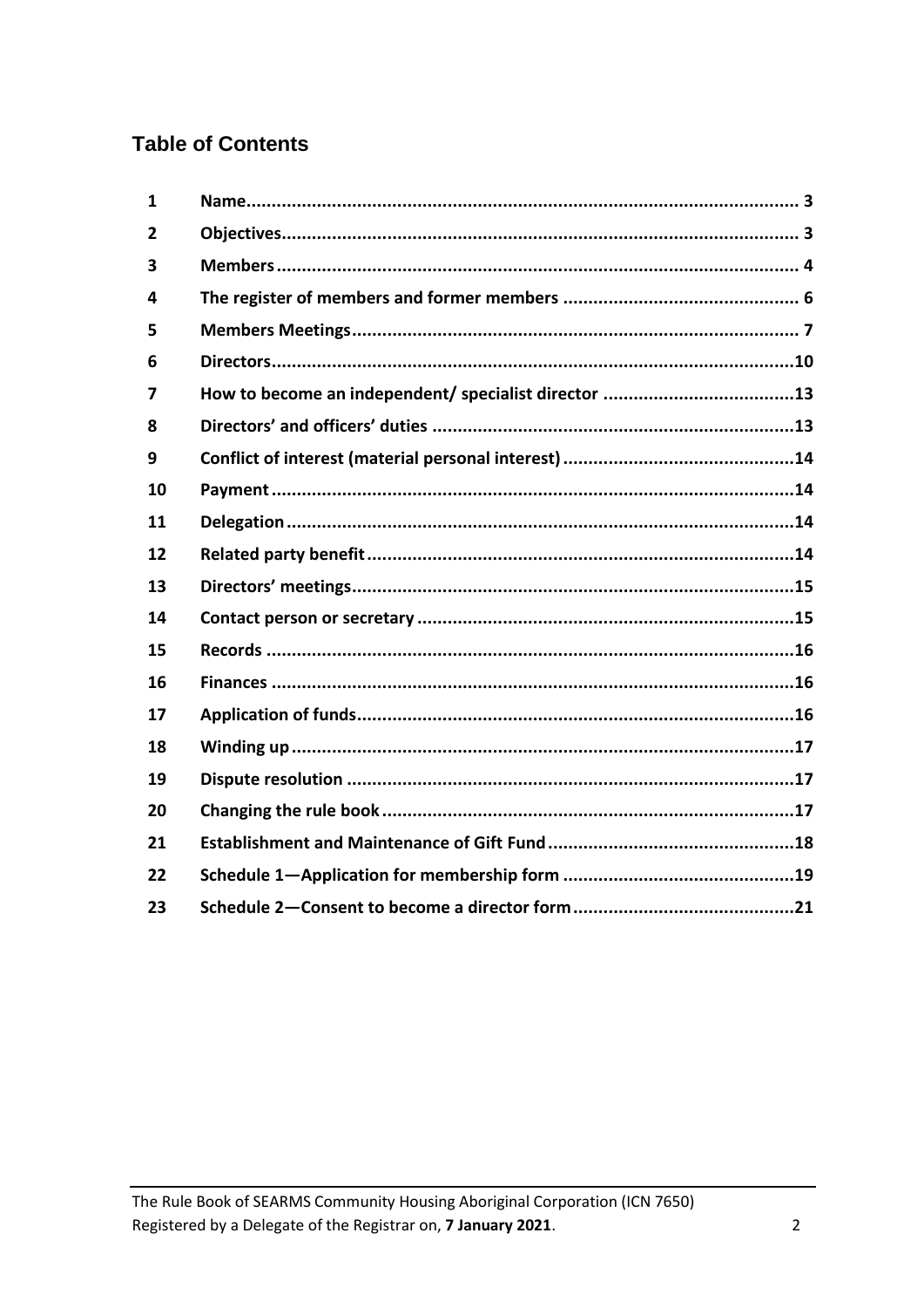## Table of Contents

| | | |
|---|---|---|
| 1 | Name | 3 |
| 2 | Objectives | 3 |
| 3 | Members | 4 |
| 4 | The register of members and former members | 6 |
| 5 | Members Meetings | 7 |
| 6 | Directors | 10 |
| 7 | How to become an independent/ specialist director | 13 |
| 8 | Directors' and officers' duties | 13 |
| 9 | Conflict of interest (material personal interest) | 14 |
| 10 | Payment | 14 |
| 11 | Delegation | 14 |
| 12 | Related party benefit | 14 |
| 13 | Directors' meetings | 15 |
| 14 | Contact person or secretary | 15 |
| 15 | Records | 16 |
| 16 | Finances | 16 |
| 17 | Application of funds | 16 |
| 18 | Winding up | 17 |
| 19 | Dispute resolution | 17 |
| 20 | Changing the rule book | 17 |
| 21 | Establishment and Maintenance of Gift Fund | 18 |
| 22 | Schedule 1—Application for membership form | 19 |
| 23 | Schedule 2—Consent to become a director form | 21 |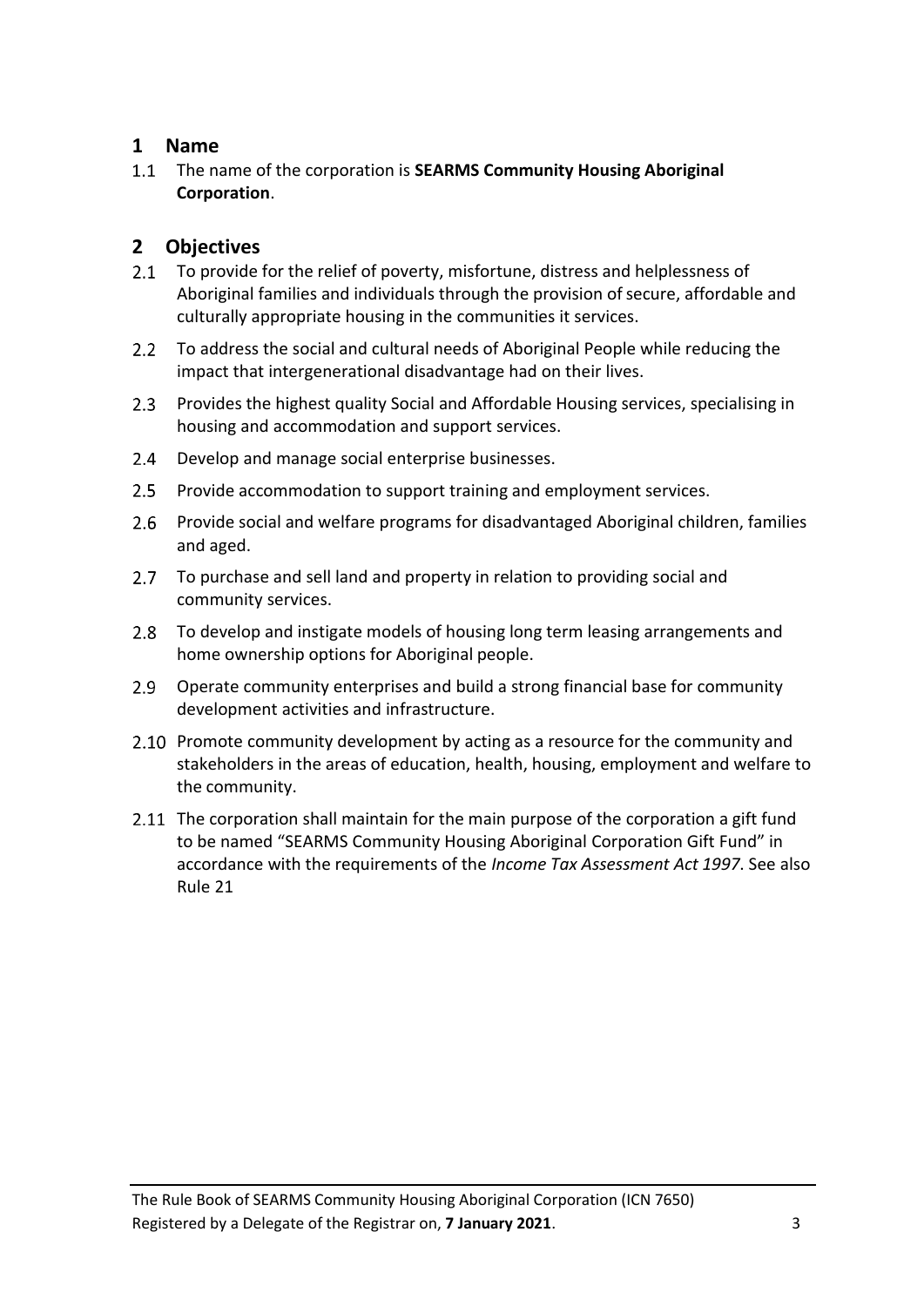## 1 Name

1.1 The name of the corporation is **SEARMS Community Housing Aboriginal Corporation**.

## 2 Objectives

2.1 To provide for the relief of poverty, misfortune, distress and helplessness of Aboriginal families and individuals through the provision of secure, affordable and culturally appropriate housing in the communities it services.

2.2 To address the social and cultural needs of Aboriginal People while reducing the impact that intergenerational disadvantage had on their lives.

2.3 Provides the highest quality Social and Affordable Housing services, specialising in housing and accommodation and support services.

2.4 Develop and manage social enterprise businesses.

2.5 Provide accommodation to support training and employment services.

2.6 Provide social and welfare programs for disadvantaged Aboriginal children, families and aged.

2.7 To purchase and sell land and property in relation to providing social and community services.

2.8 To develop and instigate models of housing long term leasing arrangements and home ownership options for Aboriginal people.

2.9 Operate community enterprises and build a strong financial base for community development activities and infrastructure.

2.10 Promote community development by acting as a resource for the community and stakeholders in the areas of education, health, housing, employment and welfare to the community.

2.11 The corporation shall maintain for the main purpose of the corporation a gift fund to be named "SEARMS Community Housing Aboriginal Corporation Gift Fund" in accordance with the requirements of the *Income Tax Assessment Act 1997*. See also Rule 21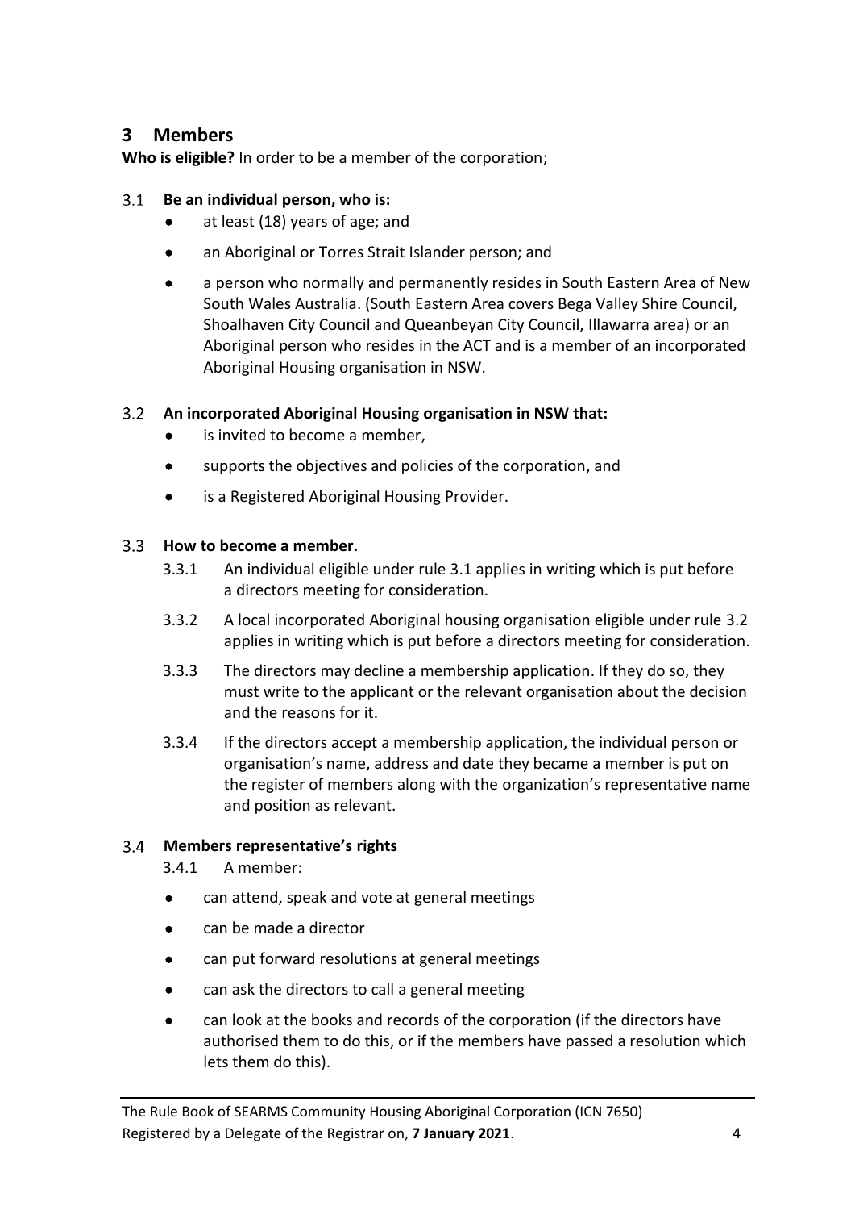## 3 Members

**Who is eligible?** In order to be a member of the corporation;

### 3.1 Be an individual person, who is:

- at least (18) years of age; and
- an Aboriginal or Torres Strait Islander person; and
- a person who normally and permanently resides in South Eastern Area of New South Wales Australia. (South Eastern Area covers Bega Valley Shire Council, Shoalhaven City Council and Queanbeyan City Council, Illawarra area) or an Aboriginal person who resides in the ACT and is a member of an incorporated Aboriginal Housing organisation in NSW.

### 3.2 An incorporated Aboriginal Housing organisation in NSW that:

- is invited to become a member,
- supports the objectives and policies of the corporation, and
- is a Registered Aboriginal Housing Provider.

### 3.3 How to become a member.

3.3.1 An individual eligible under rule 3.1 applies in writing which is put before a directors meeting for consideration.

3.3.2 A local incorporated Aboriginal housing organisation eligible under rule 3.2 applies in writing which is put before a directors meeting for consideration.

3.3.3 The directors may decline a membership application. If they do so, they must write to the applicant or the relevant organisation about the decision and the reasons for it.

3.3.4 If the directors accept a membership application, the individual person or organisation's name, address and date they became a member is put on the register of members along with the organization's representative name and position as relevant.

### 3.4 Members representative's rights

3.4.1 A member:

- can attend, speak and vote at general meetings
- can be made a director
- can put forward resolutions at general meetings
- can ask the directors to call a general meeting
- can look at the books and records of the corporation (if the directors have authorised them to do this, or if the members have passed a resolution which lets them do this).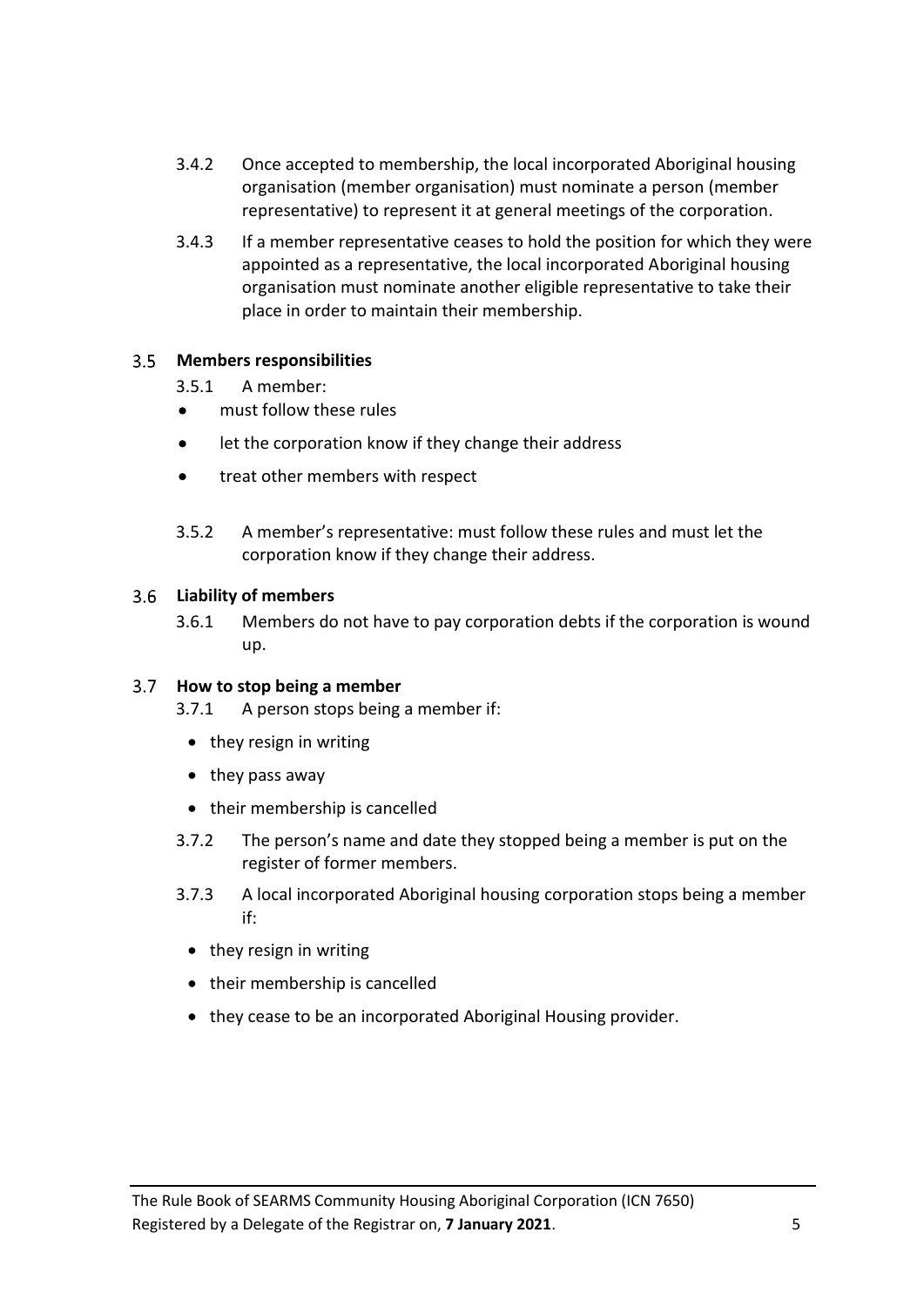3.4.2 Once accepted to membership, the local incorporated Aboriginal housing organisation (member organisation) must nominate a person (member representative) to represent it at general meetings of the corporation.

3.4.3 If a member representative ceases to hold the position for which they were appointed as a representative, the local incorporated Aboriginal housing organisation must nominate another eligible representative to take their place in order to maintain their membership.

### 3.5 Members responsibilities

3.5.1 A member:

- must follow these rules
- let the corporation know if they change their address
- treat other members with respect

3.5.2 A member's representative: must follow these rules and must let the corporation know if they change their address.

### 3.6 Liability of members

3.6.1 Members do not have to pay corporation debts if the corporation is wound up.

### 3.7 How to stop being a member

3.7.1 A person stops being a member if:

- they resign in writing
- they pass away
- their membership is cancelled

3.7.2 The person's name and date they stopped being a member is put on the register of former members.

3.7.3 A local incorporated Aboriginal housing corporation stops being a member if:

- they resign in writing
- their membership is cancelled
- they cease to be an incorporated Aboriginal Housing provider.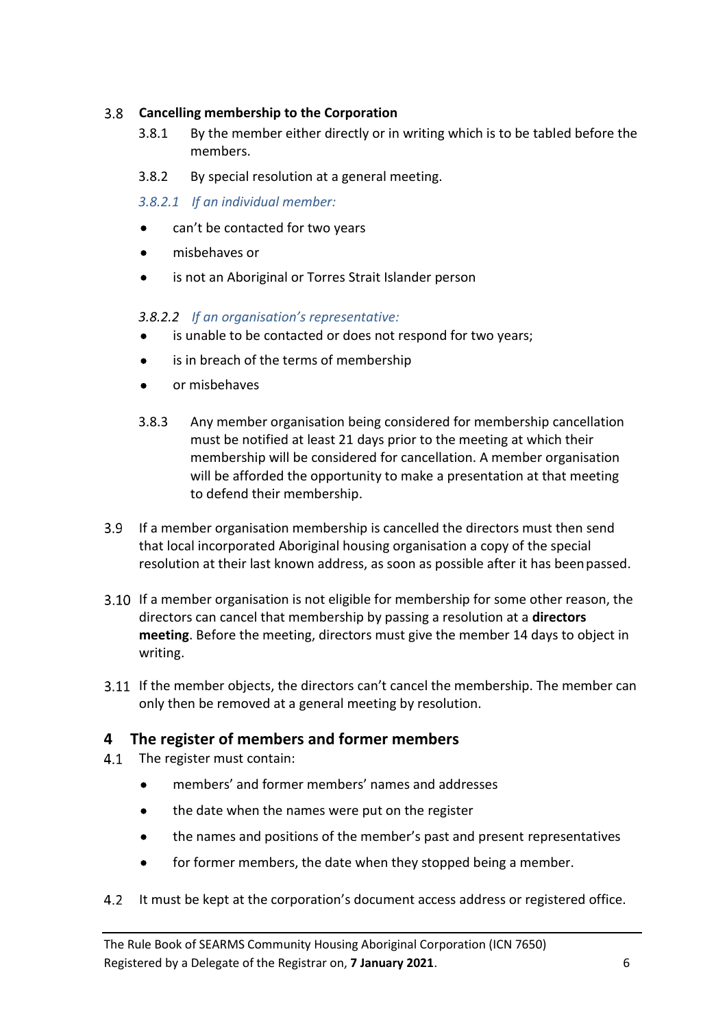### 3.8 Cancelling membership to the Corporation

3.8.1 By the member either directly or in writing which is to be tabled before the members.

3.8.2 By special resolution at a general meeting.

*3.8.2.1 If an individual member:*

- can't be contacted for two years
- misbehaves or
- is not an Aboriginal or Torres Strait Islander person

*3.8.2.2 If an organisation's representative:*

- is unable to be contacted or does not respond for two years;
- is in breach of the terms of membership
- or misbehaves

3.8.3 Any member organisation being considered for membership cancellation must be notified at least 21 days prior to the meeting at which their membership will be considered for cancellation. A member organisation will be afforded the opportunity to make a presentation at that meeting to defend their membership.

3.9 If a member organisation membership is cancelled the directors must then send that local incorporated Aboriginal housing organisation a copy of the special resolution at their last known address, as soon as possible after it has been passed.

3.10 If a member organisation is not eligible for membership for some other reason, the directors can cancel that membership by passing a resolution at a **directors meeting**. Before the meeting, directors must give the member 14 days to object in writing.

3.11 If the member objects, the directors can't cancel the membership. The member can only then be removed at a general meeting by resolution.

## 4 The register of members and former members

4.1 The register must contain:

- members' and former members' names and addresses
- the date when the names were put on the register
- the names and positions of the member's past and present representatives
- for former members, the date when they stopped being a member.

4.2 It must be kept at the corporation's document access address or registered office.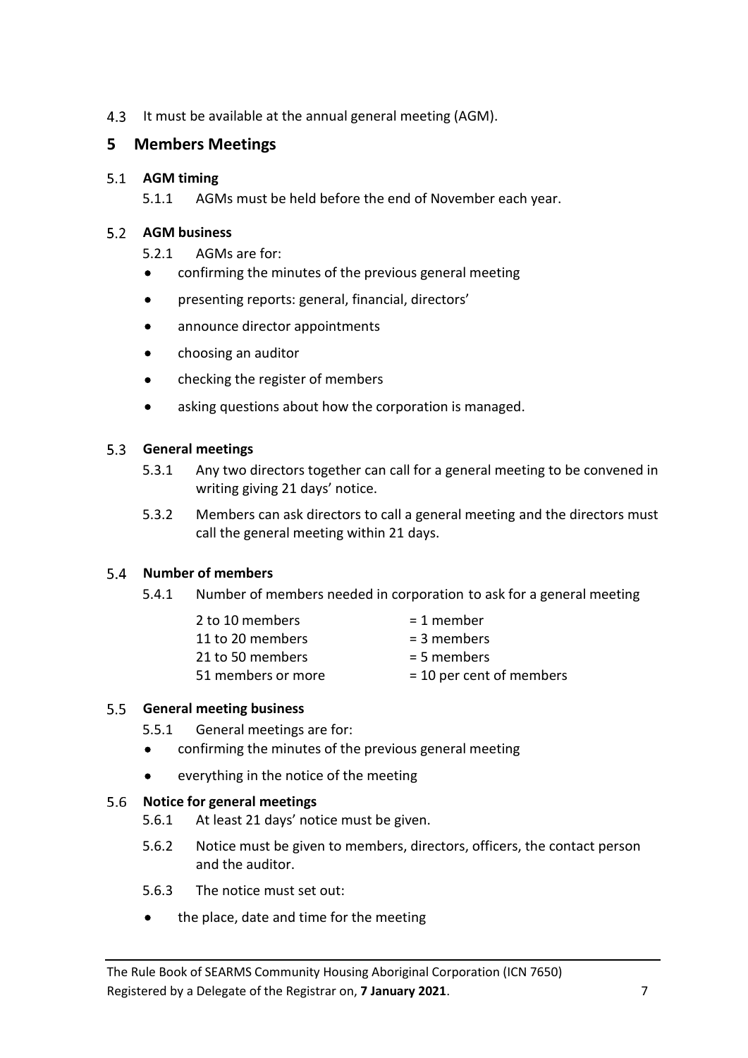4.3 It must be available at the annual general meeting (AGM).

## 5 Members Meetings

### 5.1 AGM timing

5.1.1 AGMs must be held before the end of November each year.

### 5.2 AGM business

5.2.1 AGMs are for:

- confirming the minutes of the previous general meeting
- presenting reports: general, financial, directors'
- announce director appointments
- choosing an auditor
- checking the register of members
- asking questions about how the corporation is managed.

### 5.3 General meetings

5.3.1 Any two directors together can call for a general meeting to be convened in writing giving 21 days' notice.

5.3.2 Members can ask directors to call a general meeting and the directors must call the general meeting within 21 days.

### 5.4 Number of members

5.4.1 Number of members needed in corporation to ask for a general meeting

| | |
|---|---|
| 2 to 10 members | = 1 member |
| 11 to 20 members | = 3 members |
| 21 to 50 members | = 5 members |
| 51 members or more | = 10 per cent of members |

### 5.5 General meeting business

5.5.1 General meetings are for:

- confirming the minutes of the previous general meeting
- everything in the notice of the meeting

### 5.6 Notice for general meetings

5.6.1 At least 21 days' notice must be given.

5.6.2 Notice must be given to members, directors, officers, the contact person and the auditor.

5.6.3 The notice must set out:

- the place, date and time for the meeting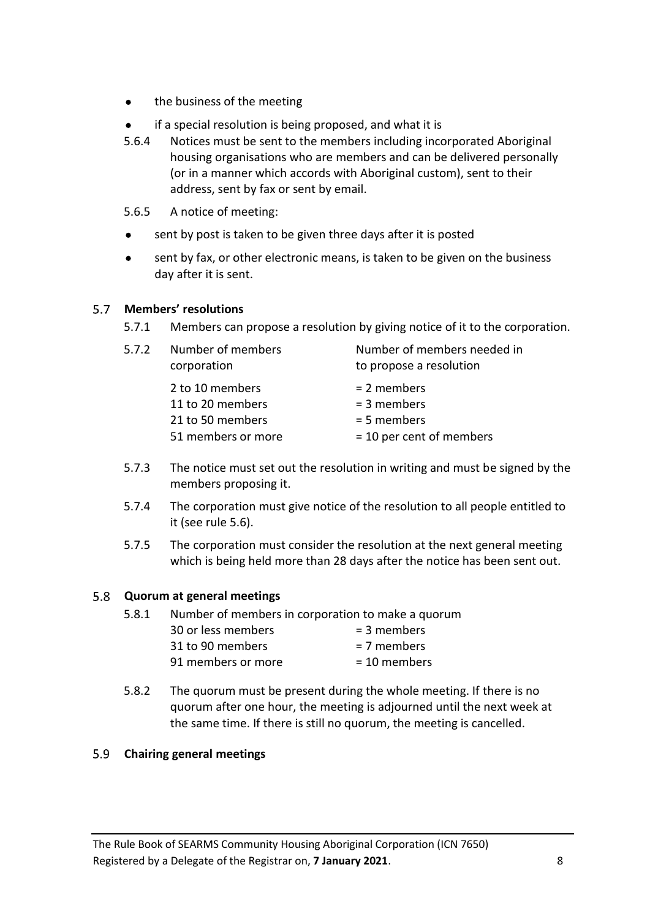- the business of the meeting
- if a special resolution is being proposed, and what it is

5.6.4 Notices must be sent to the members including incorporated Aboriginal housing organisations who are members and can be delivered personally (or in a manner which accords with Aboriginal custom), sent to their address, sent by fax or sent by email.

5.6.5 A notice of meeting:

- sent by post is taken to be given three days after it is posted
- sent by fax, or other electronic means, is taken to be given on the business day after it is sent.

### 5.7 Members' resolutions

5.7.1 Members can propose a resolution by giving notice of it to the corporation.

5.7.2

| Number of members corporation | Number of members needed in to propose a resolution |
|---|---|
| 2 to 10 members | = 2 members |
| 11 to 20 members | = 3 members |
| 21 to 50 members | = 5 members |
| 51 members or more | = 10 per cent of members |

5.7.3 The notice must set out the resolution in writing and must be signed by the members proposing it.

5.7.4 The corporation must give notice of the resolution to all people entitled to it (see rule 5.6).

5.7.5 The corporation must consider the resolution at the next general meeting which is being held more than 28 days after the notice has been sent out.

### 5.8 Quorum at general meetings

5.8.1 Number of members in corporation to make a quorum

| | |
|---|---|
| 30 or less members | = 3 members |
| 31 to 90 members | = 7 members |
| 91 members or more | = 10 members |

5.8.2 The quorum must be present during the whole meeting. If there is no quorum after one hour, the meeting is adjourned until the next week at the same time. If there is still no quorum, the meeting is cancelled.

### 5.9 Chairing general meetings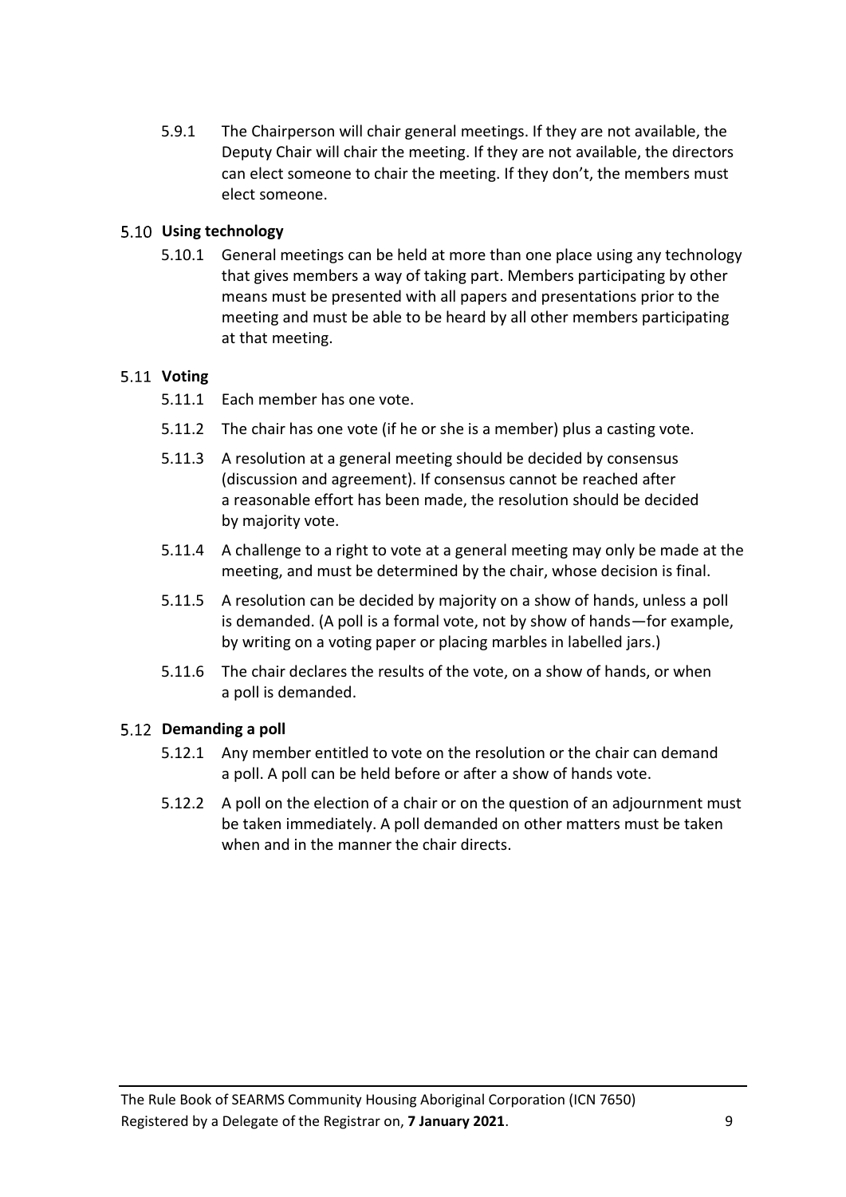5.9.1 The Chairperson will chair general meetings. If they are not available, the Deputy Chair will chair the meeting. If they are not available, the directors can elect someone to chair the meeting. If they don't, the members must elect someone.

### 5.10 Using technology

5.10.1 General meetings can be held at more than one place using any technology that gives members a way of taking part. Members participating by other means must be presented with all papers and presentations prior to the meeting and must be able to be heard by all other members participating at that meeting.

### 5.11 Voting

5.11.1 Each member has one vote.

5.11.2 The chair has one vote (if he or she is a member) plus a casting vote.

5.11.3 A resolution at a general meeting should be decided by consensus (discussion and agreement). If consensus cannot be reached after a reasonable effort has been made, the resolution should be decided by majority vote.

5.11.4 A challenge to a right to vote at a general meeting may only be made at the meeting, and must be determined by the chair, whose decision is final.

5.11.5 A resolution can be decided by majority on a show of hands, unless a poll is demanded. (A poll is a formal vote, not by show of hands—for example, by writing on a voting paper or placing marbles in labelled jars.)

5.11.6 The chair declares the results of the vote, on a show of hands, or when a poll is demanded.

### 5.12 Demanding a poll

5.12.1 Any member entitled to vote on the resolution or the chair can demand a poll. A poll can be held before or after a show of hands vote.

5.12.2 A poll on the election of a chair or on the question of an adjournment must be taken immediately. A poll demanded on other matters must be taken when and in the manner the chair directs.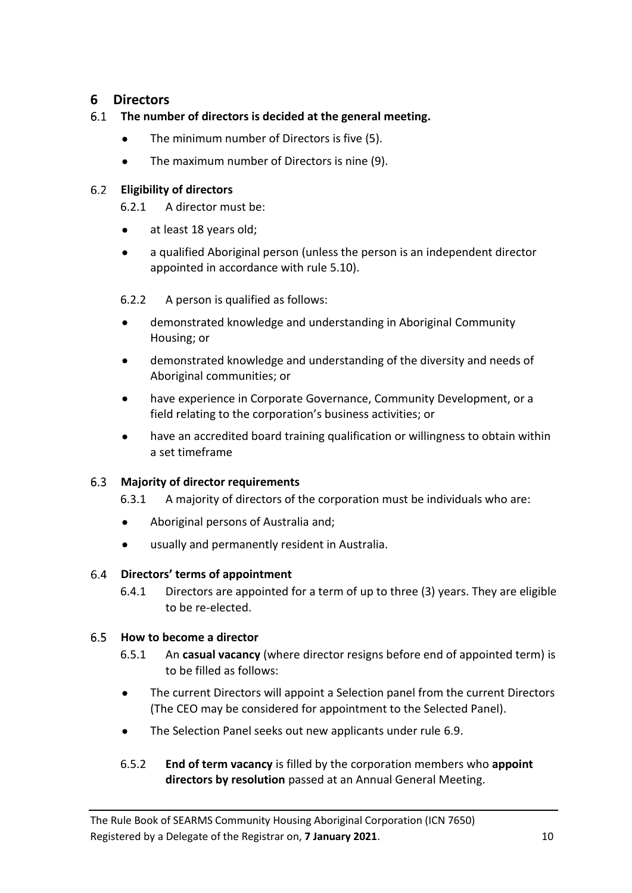# 6 Directors

## 6.1 The number of directors is decided at the general meeting.

- The minimum number of Directors is five (5).
- The maximum number of Directors is nine (9).

## 6.2 Eligibility of directors

6.2.1 A director must be:

- at least 18 years old;
- a qualified Aboriginal person (unless the person is an independent director appointed in accordance with rule 5.10).

6.2.2 A person is qualified as follows:

- demonstrated knowledge and understanding in Aboriginal Community Housing; or
- demonstrated knowledge and understanding of the diversity and needs of Aboriginal communities; or
- have experience in Corporate Governance, Community Development, or a field relating to the corporation's business activities; or
- have an accredited board training qualification or willingness to obtain within a set timeframe

## 6.3 Majority of director requirements

6.3.1 A majority of directors of the corporation must be individuals who are:

- Aboriginal persons of Australia and;
- usually and permanently resident in Australia.

## 6.4 Directors' terms of appointment

6.4.1 Directors are appointed for a term of up to three (3) years. They are eligible to be re-elected.

## 6.5 How to become a director

6.5.1 An **casual vacancy** (where director resigns before end of appointed term) is to be filled as follows:

- The current Directors will appoint a Selection panel from the current Directors (The CEO may be considered for appointment to the Selected Panel).
- The Selection Panel seeks out new applicants under rule 6.9.

6.5.2 **End of term vacancy** is filled by the corporation members who **appoint directors by resolution** passed at an Annual General Meeting.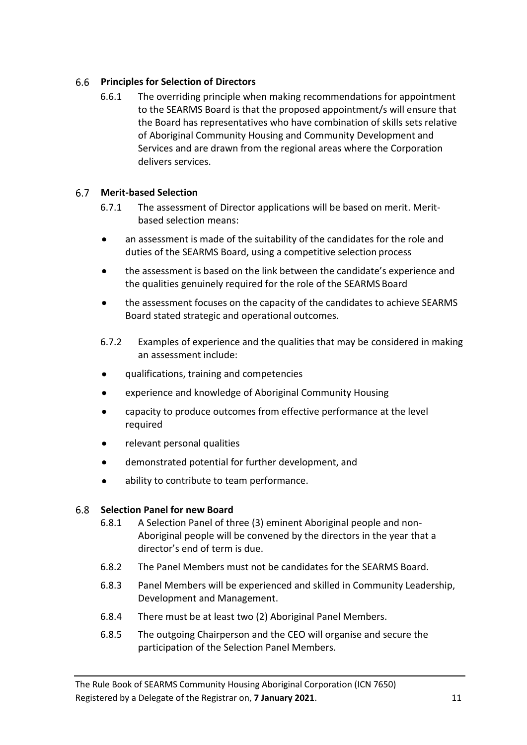### 6.6 Principles for Selection of Directors

6.6.1 The overriding principle when making recommendations for appointment to the SEARMS Board is that the proposed appointment/s will ensure that the Board has representatives who have combination of skills sets relative of Aboriginal Community Housing and Community Development and Services and are drawn from the regional areas where the Corporation delivers services.

### 6.7 Merit-based Selection

6.7.1 The assessment of Director applications will be based on merit. Merit-based selection means:

- an assessment is made of the suitability of the candidates for the role and duties of the SEARMS Board, using a competitive selection process
- the assessment is based on the link between the candidate's experience and the qualities genuinely required for the role of the SEARMS Board
- the assessment focuses on the capacity of the candidates to achieve SEARMS Board stated strategic and operational outcomes.

6.7.2 Examples of experience and the qualities that may be considered in making an assessment include:

- qualifications, training and competencies
- experience and knowledge of Aboriginal Community Housing
- capacity to produce outcomes from effective performance at the level required
- relevant personal qualities
- demonstrated potential for further development, and
- ability to contribute to team performance.

### 6.8 Selection Panel for new Board

6.8.1 A Selection Panel of three (3) eminent Aboriginal people and non-Aboriginal people will be convened by the directors in the year that a director's end of term is due.

6.8.2 The Panel Members must not be candidates for the SEARMS Board.

6.8.3 Panel Members will be experienced and skilled in Community Leadership, Development and Management.

6.8.4 There must be at least two (2) Aboriginal Panel Members.

6.8.5 The outgoing Chairperson and the CEO will organise and secure the participation of the Selection Panel Members.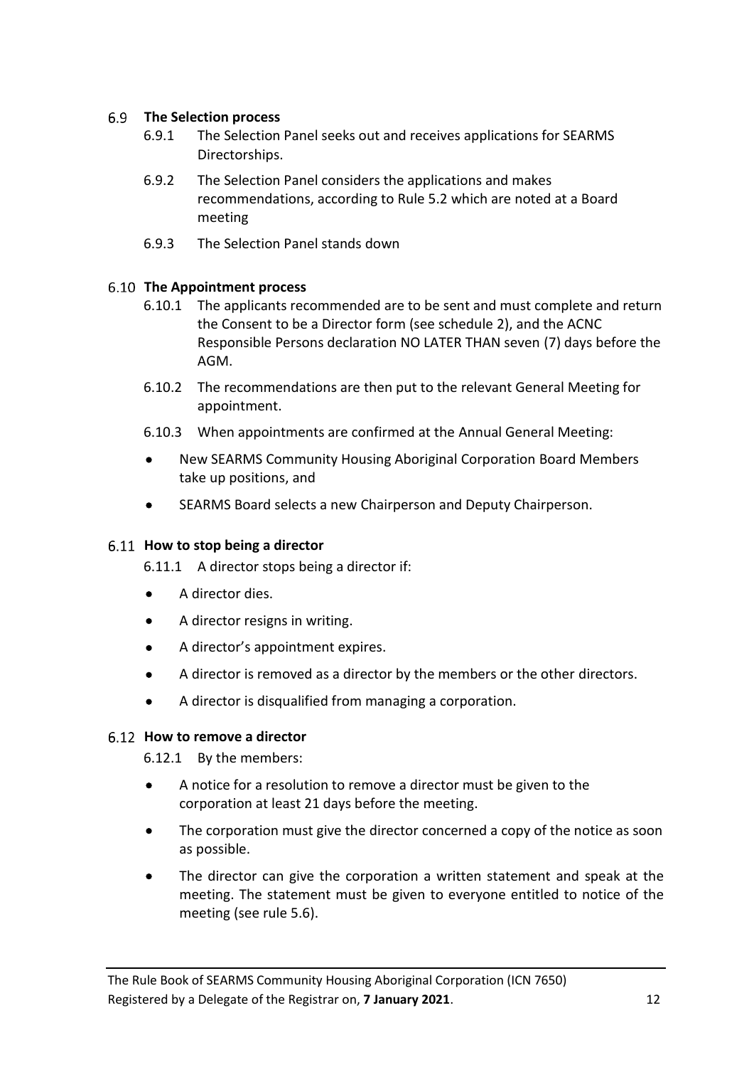## 6.9 The Selection process

6.9.1 The Selection Panel seeks out and receives applications for SEARMS Directorships.

6.9.2 The Selection Panel considers the applications and makes recommendations, according to Rule 5.2 which are noted at a Board meeting

6.9.3 The Selection Panel stands down

## 6.10 The Appointment process

6.10.1 The applicants recommended are to be sent and must complete and return the Consent to be a Director form (see schedule 2), and the ACNC Responsible Persons declaration NO LATER THAN seven (7) days before the AGM.

6.10.2 The recommendations are then put to the relevant General Meeting for appointment.

6.10.3 When appointments are confirmed at the Annual General Meeting:

- New SEARMS Community Housing Aboriginal Corporation Board Members take up positions, and
- SEARMS Board selects a new Chairperson and Deputy Chairperson.

## 6.11 How to stop being a director

6.11.1 A director stops being a director if:

- A director dies.
- A director resigns in writing.
- A director's appointment expires.
- A director is removed as a director by the members or the other directors.
- A director is disqualified from managing a corporation.

## 6.12 How to remove a director

6.12.1 By the members:

- A notice for a resolution to remove a director must be given to the corporation at least 21 days before the meeting.
- The corporation must give the director concerned a copy of the notice as soon as possible.
- The director can give the corporation a written statement and speak at the meeting. The statement must be given to everyone entitled to notice of the meeting (see rule 5.6).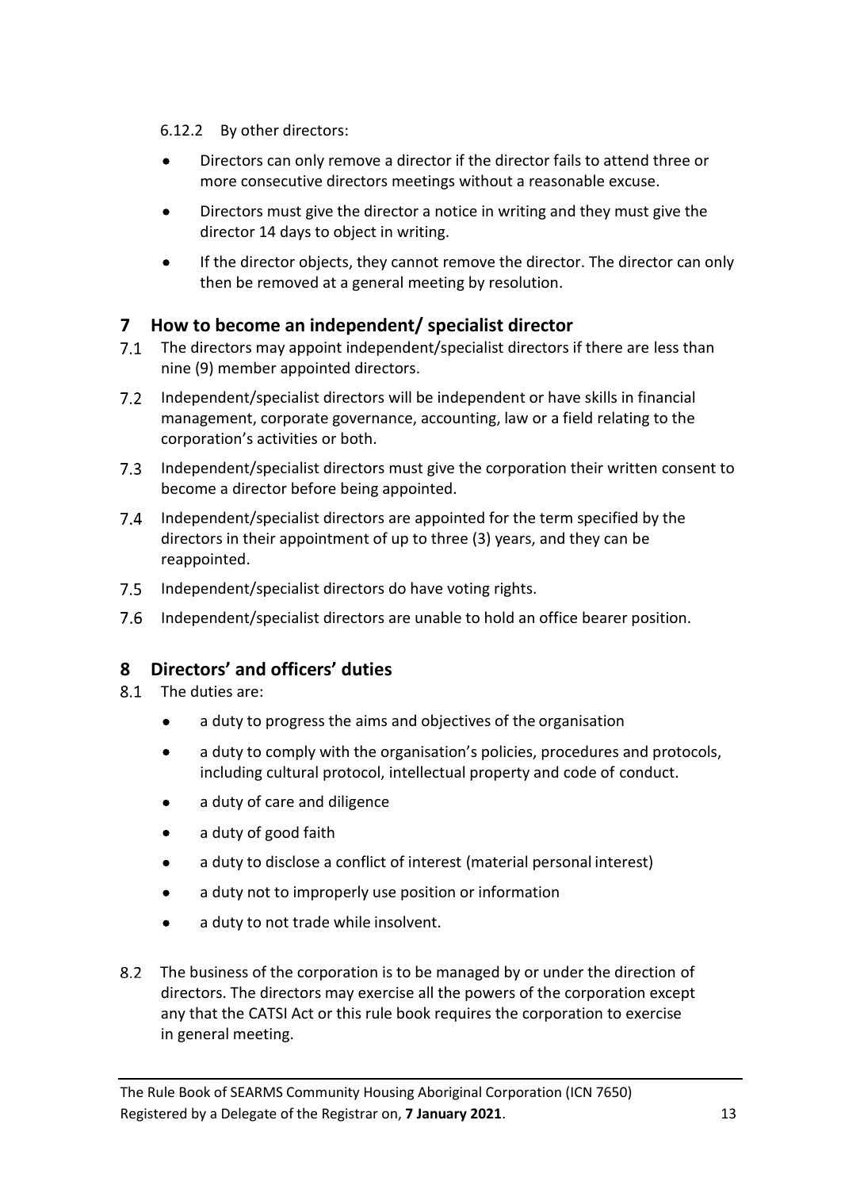6.12.2 By other directors:

- Directors can only remove a director if the director fails to attend three or more consecutive directors meetings without a reasonable excuse.
- Directors must give the director a notice in writing and they must give the director 14 days to object in writing.
- If the director objects, they cannot remove the director. The director can only then be removed at a general meeting by resolution.

## 7 How to become an independent/ specialist director

7.1 The directors may appoint independent/specialist directors if there are less than nine (9) member appointed directors.

7.2 Independent/specialist directors will be independent or have skills in financial management, corporate governance, accounting, law or a field relating to the corporation's activities or both.

7.3 Independent/specialist directors must give the corporation their written consent to become a director before being appointed.

7.4 Independent/specialist directors are appointed for the term specified by the directors in their appointment of up to three (3) years, and they can be reappointed.

7.5 Independent/specialist directors do have voting rights.

7.6 Independent/specialist directors are unable to hold an office bearer position.

## 8 Directors' and officers' duties

8.1 The duties are:

- a duty to progress the aims and objectives of the organisation
- a duty to comply with the organisation's policies, procedures and protocols, including cultural protocol, intellectual property and code of conduct.
- a duty of care and diligence
- a duty of good faith
- a duty to disclose a conflict of interest (material personal interest)
- a duty not to improperly use position or information
- a duty to not trade while insolvent.

8.2 The business of the corporation is to be managed by or under the direction of directors. The directors may exercise all the powers of the corporation except any that the CATSI Act or this rule book requires the corporation to exercise in general meeting.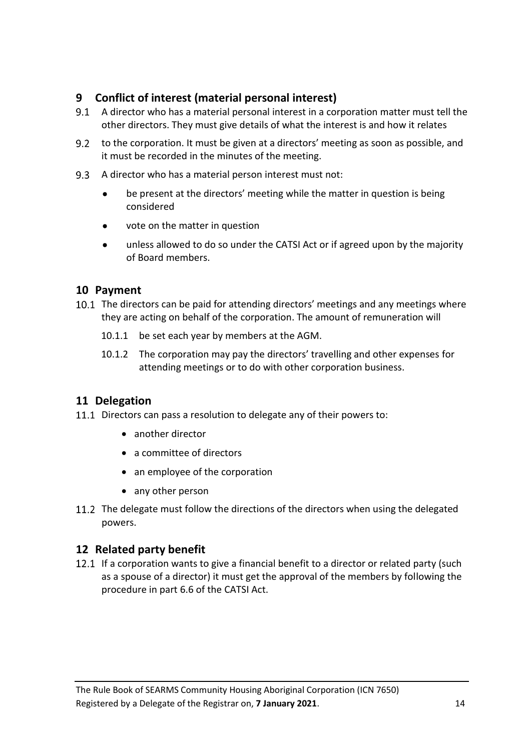## 9 Conflict of interest (material personal interest)

9.1 A director who has a material personal interest in a corporation matter must tell the other directors. They must give details of what the interest is and how it relates

9.2 to the corporation. It must be given at a directors' meeting as soon as possible, and it must be recorded in the minutes of the meeting.

9.3 A director who has a material person interest must not:

- be present at the directors' meeting while the matter in question is being considered
- vote on the matter in question
- unless allowed to do so under the CATSI Act or if agreed upon by the majority of Board members.

## 10 Payment

10.1 The directors can be paid for attending directors' meetings and any meetings where they are acting on behalf of the corporation. The amount of remuneration will

10.1.1 be set each year by members at the AGM.

10.1.2 The corporation may pay the directors' travelling and other expenses for attending meetings or to do with other corporation business.

## 11 Delegation

11.1 Directors can pass a resolution to delegate any of their powers to:

- another director
- a committee of directors
- an employee of the corporation
- any other person

11.2 The delegate must follow the directions of the directors when using the delegated powers.

## 12 Related party benefit

12.1 If a corporation wants to give a financial benefit to a director or related party (such as a spouse of a director) it must get the approval of the members by following the procedure in part 6.6 of the CATSI Act.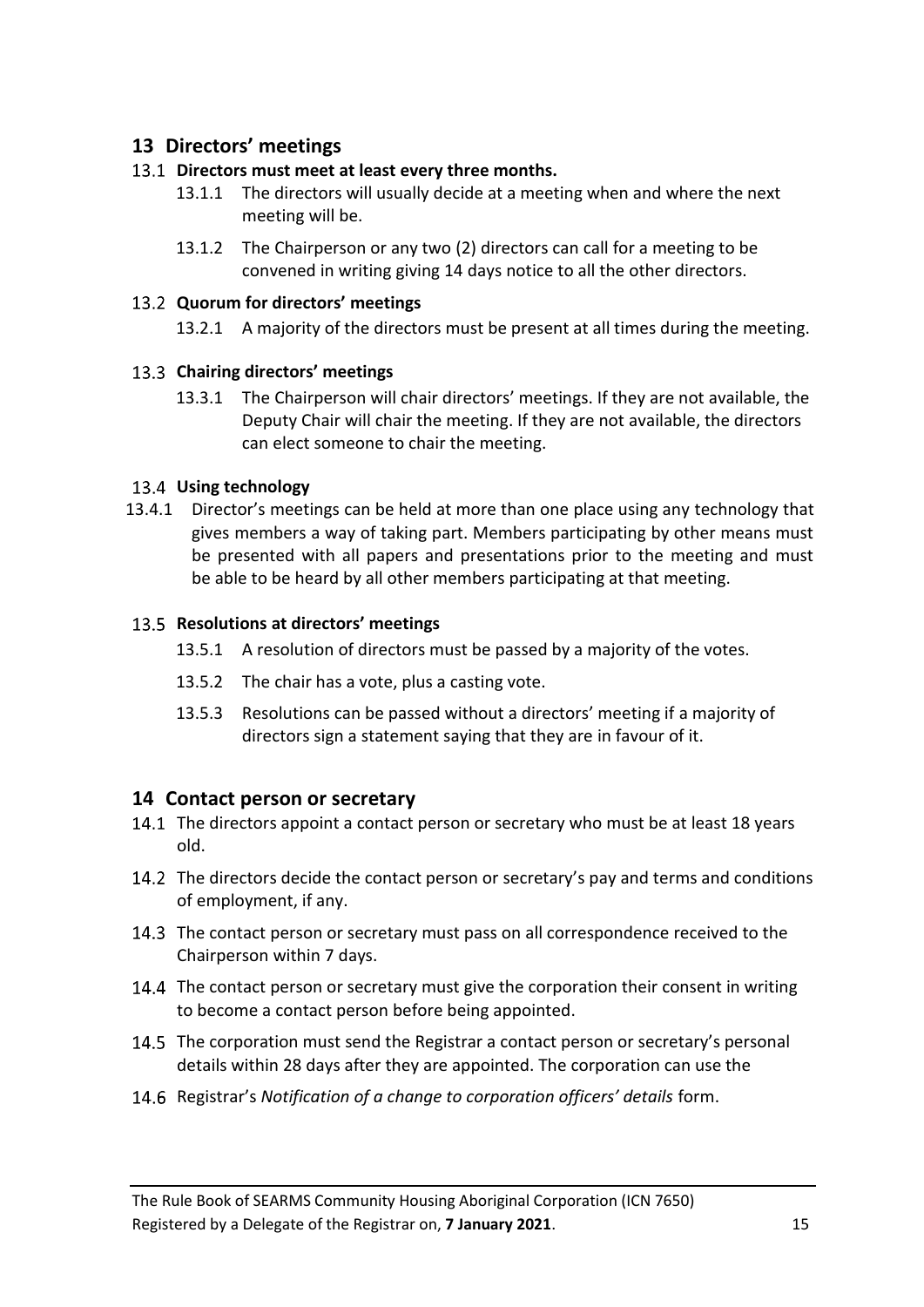## 13 Directors' meetings

### 13.1 Directors must meet at least every three months.

13.1.1 The directors will usually decide at a meeting when and where the next meeting will be.

13.1.2 The Chairperson or any two (2) directors can call for a meeting to be convened in writing giving 14 days notice to all the other directors.

### 13.2 Quorum for directors' meetings

13.2.1 A majority of the directors must be present at all times during the meeting.

### 13.3 Chairing directors' meetings

13.3.1 The Chairperson will chair directors' meetings. If they are not available, the Deputy Chair will chair the meeting. If they are not available, the directors can elect someone to chair the meeting.

### 13.4 Using technology

13.4.1 Director's meetings can be held at more than one place using any technology that gives members a way of taking part. Members participating by other means must be presented with all papers and presentations prior to the meeting and must be able to be heard by all other members participating at that meeting.

### 13.5 Resolutions at directors' meetings

13.5.1 A resolution of directors must be passed by a majority of the votes.

13.5.2 The chair has a vote, plus a casting vote.

13.5.3 Resolutions can be passed without a directors' meeting if a majority of directors sign a statement saying that they are in favour of it.

## 14 Contact person or secretary

14.1 The directors appoint a contact person or secretary who must be at least 18 years old.

14.2 The directors decide the contact person or secretary's pay and terms and conditions of employment, if any.

14.3 The contact person or secretary must pass on all correspondence received to the Chairperson within 7 days.

14.4 The contact person or secretary must give the corporation their consent in writing to become a contact person before being appointed.

14.5 The corporation must send the Registrar a contact person or secretary's personal details within 28 days after they are appointed. The corporation can use the

14.6 Registrar's *Notification of a change to corporation officers' details* form.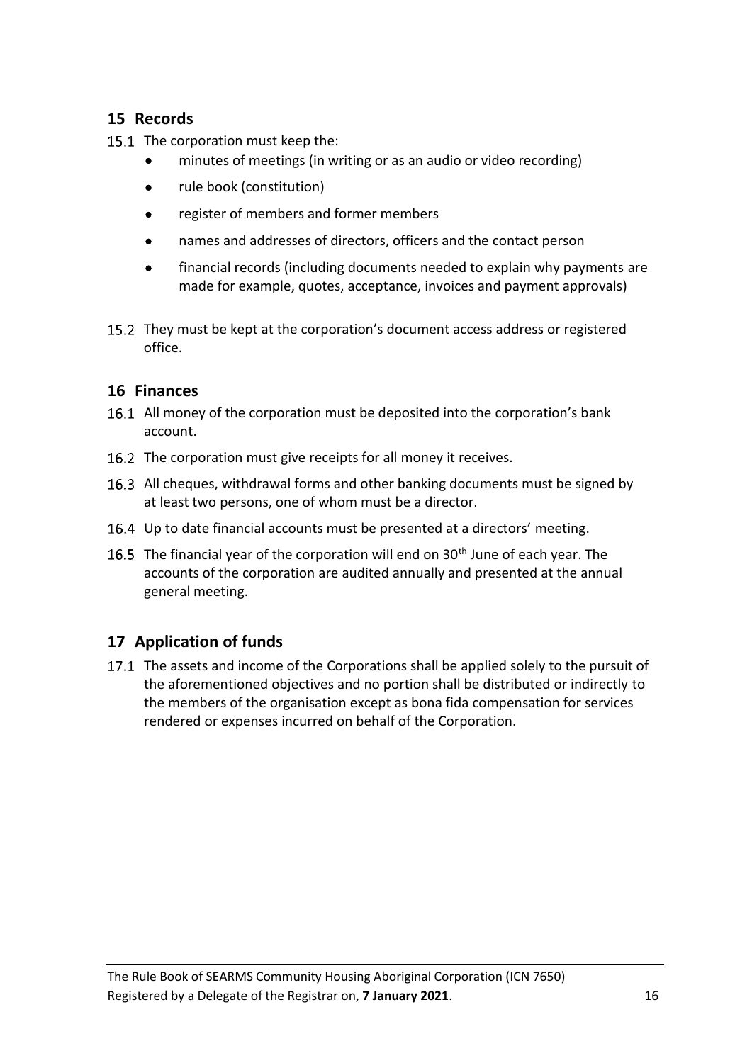## 15 Records

15.1 The corporation must keep the:

- minutes of meetings (in writing or as an audio or video recording)
- rule book (constitution)
- register of members and former members
- names and addresses of directors, officers and the contact person
- financial records (including documents needed to explain why payments are made for example, quotes, acceptance, invoices and payment approvals)

15.2 They must be kept at the corporation's document access address or registered office.

## 16 Finances

16.1 All money of the corporation must be deposited into the corporation's bank account.

16.2 The corporation must give receipts for all money it receives.

16.3 All cheques, withdrawal forms and other banking documents must be signed by at least two persons, one of whom must be a director.

16.4 Up to date financial accounts must be presented at a directors' meeting.

16.5 The financial year of the corporation will end on 30th June of each year. The accounts of the corporation are audited annually and presented at the annual general meeting.

## 17 Application of funds

17.1 The assets and income of the Corporations shall be applied solely to the pursuit of the aforementioned objectives and no portion shall be distributed or indirectly to the members of the organisation except as bona fida compensation for services rendered or expenses incurred on behalf of the Corporation.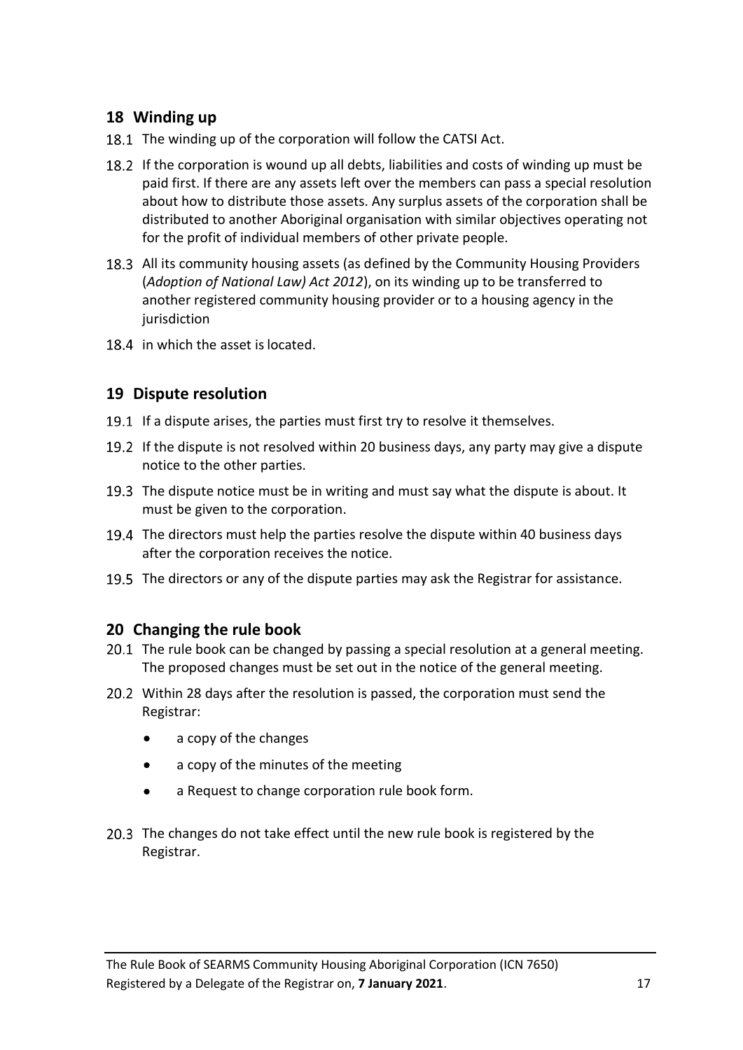## 18 Winding up

18.1 The winding up of the corporation will follow the CATSI Act.

18.2 If the corporation is wound up all debts, liabilities and costs of winding up must be paid first. If there are any assets left over the members can pass a special resolution about how to distribute those assets. Any surplus assets of the corporation shall be distributed to another Aboriginal organisation with similar objectives operating not for the profit of individual members of other private people.

18.3 All its community housing assets (as defined by the Community Housing Providers (*Adoption of National Law) Act 2012*), on its winding up to be transferred to another registered community housing provider or to a housing agency in the jurisdiction

18.4 in which the asset is located.

## 19 Dispute resolution

19.1 If a dispute arises, the parties must first try to resolve it themselves.

19.2 If the dispute is not resolved within 20 business days, any party may give a dispute notice to the other parties.

19.3 The dispute notice must be in writing and must say what the dispute is about. It must be given to the corporation.

19.4 The directors must help the parties resolve the dispute within 40 business days after the corporation receives the notice.

19.5 The directors or any of the dispute parties may ask the Registrar for assistance.

## 20 Changing the rule book

20.1 The rule book can be changed by passing a special resolution at a general meeting. The proposed changes must be set out in the notice of the general meeting.

20.2 Within 28 days after the resolution is passed, the corporation must send the Registrar:

- a copy of the changes
- a copy of the minutes of the meeting
- a Request to change corporation rule book form.

20.3 The changes do not take effect until the new rule book is registered by the Registrar.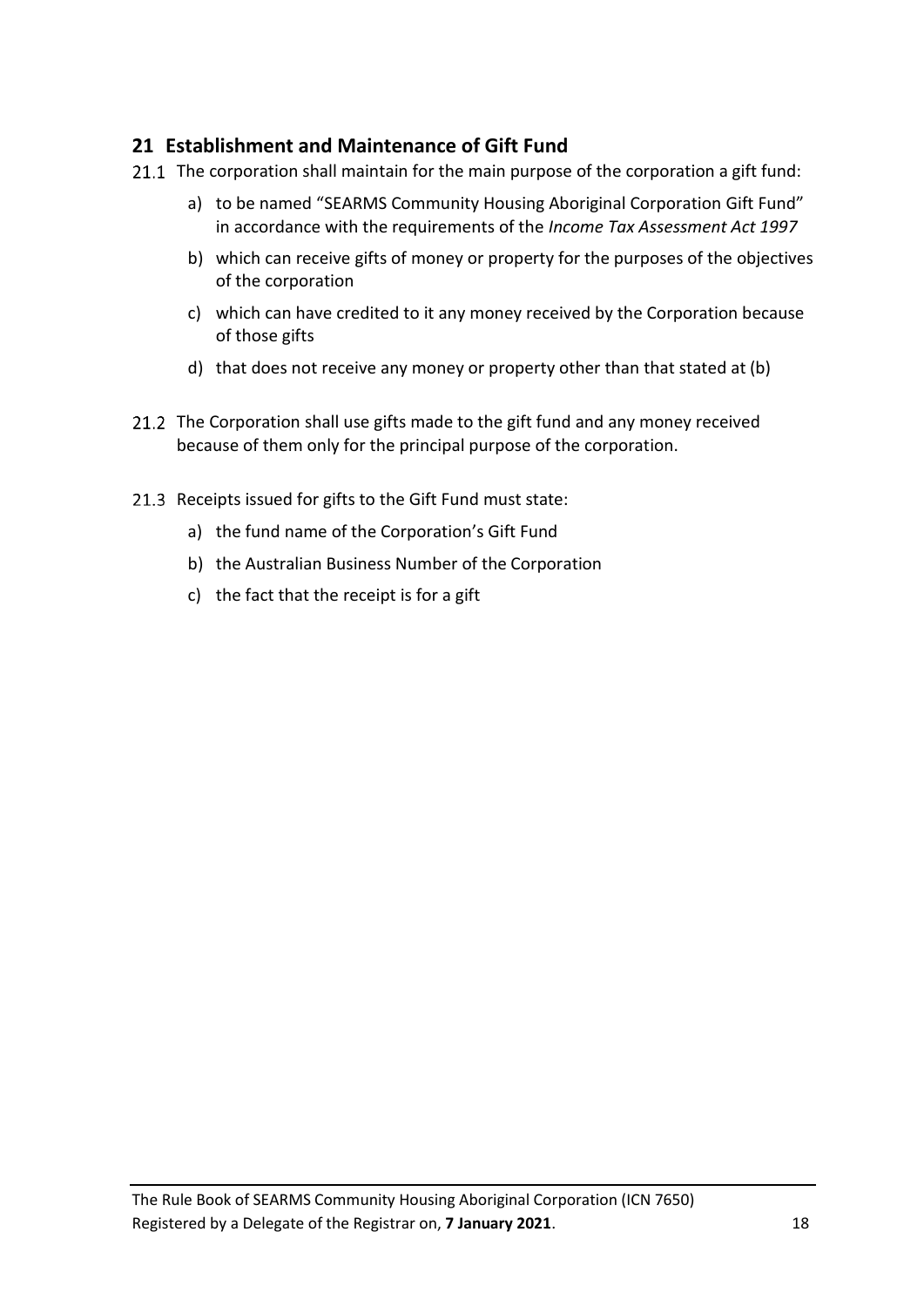## 21 Establishment and Maintenance of Gift Fund

21.1 The corporation shall maintain for the main purpose of the corporation a gift fund:

a) to be named "SEARMS Community Housing Aboriginal Corporation Gift Fund" in accordance with the requirements of the *Income Tax Assessment Act 1997*

b) which can receive gifts of money or property for the purposes of the objectives of the corporation

c) which can have credited to it any money received by the Corporation because of those gifts

d) that does not receive any money or property other than that stated at (b)

21.2 The Corporation shall use gifts made to the gift fund and any money received because of them only for the principal purpose of the corporation.

21.3 Receipts issued for gifts to the Gift Fund must state:

a) the fund name of the Corporation's Gift Fund

b) the Australian Business Number of the Corporation

c) the fact that the receipt is for a gift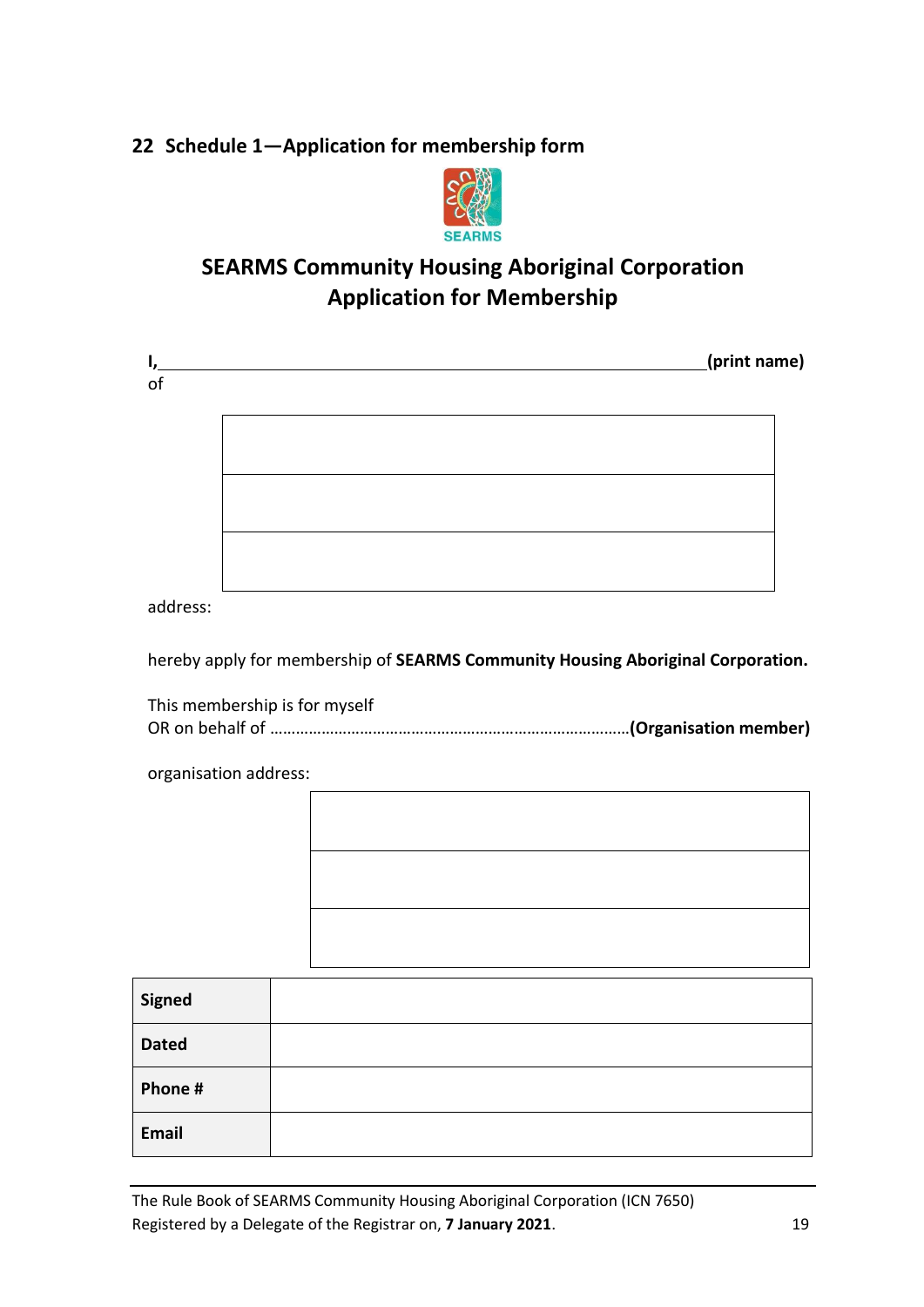## 22 Schedule 1—Application for membership form

# SEARMS Community Housing Aboriginal Corporation
# Application for Membership

**I,**\_\_\_\_\_\_\_\_\_\_\_\_\_\_\_\_\_\_\_\_\_\_\_\_\_\_\_\_\_\_\_\_\_\_\_\_\_\_\_\_\_\_\_\_\_\_\_\_\_\_\_\_**(print name)**

of

| |
|---|
| |
| |
| |

address:

hereby apply for membership of **SEARMS Community Housing Aboriginal Corporation.**

This membership is for myself
OR on behalf of ……………………………………………………………………….**(Organisation member)**

organisation address:

| |
|---|
| |
| |
| |

| | |
|---|---|
| **Signed** | |
| **Dated** | |
| **Phone #** | |
| **Email** | |

The Rule Book of SEARMS Community Housing Aboriginal Corporation (ICN 7650)
Registered by a Delegate of the Registrar on, **7 January 2021**.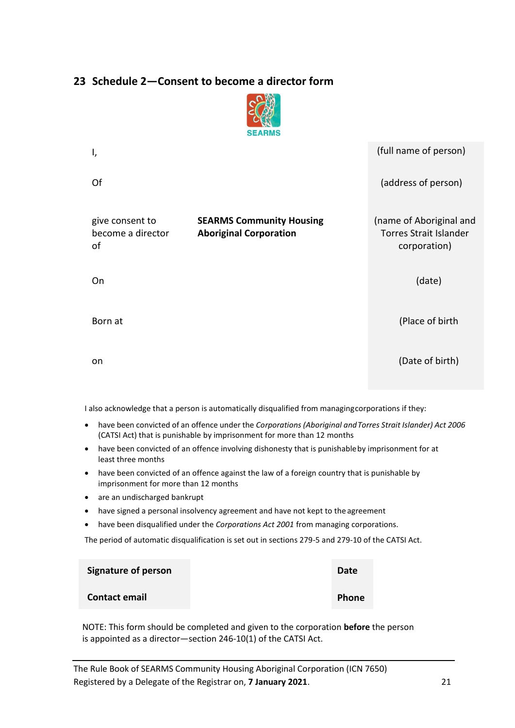## 23 Schedule 2—Consent to become a director form

SEARMS

| | | |
|---|---|---|
| I, | | (full name of person) |
| Of | | (address of person) |
| give consent to become a director of | **SEARMS Community Housing Aboriginal Corporation** | (name of Aboriginal and Torres Strait Islander corporation) |
| On | | (date) |
| Born at | | (Place of birth |
| on | | (Date of birth) |

I also acknowledge that a person is automatically disqualified from managing corporations if they:

- have been convicted of an offence under the *Corporations (Aboriginal and Torres Strait Islander) Act 2006* (CATSI Act) that is punishable by imprisonment for more than 12 months
- have been convicted of an offence involving dishonesty that is punishable by imprisonment for at least three months
- have been convicted of an offence against the law of a foreign country that is punishable by imprisonment for more than 12 months
- are an undischarged bankrupt
- have signed a personal insolvency agreement and have not kept to the agreement
- have been disqualified under the *Corporations Act 2001* from managing corporations.

The period of automatic disqualification is set out in sections 279-5 and 279-10 of the CATSI Act.

| | | | |
|---|---|---|---|
| **Signature of person** | | **Date** | |
| **Contact email** | | **Phone** | |

NOTE: This form should be completed and given to the corporation **before** the person is appointed as a director—section 246-10(1) of the CATSI Act.

The Rule Book of SEARMS Community Housing Aboriginal Corporation (ICN 7650)
Registered by a Delegate of the Registrar on, **7 January 2021**.